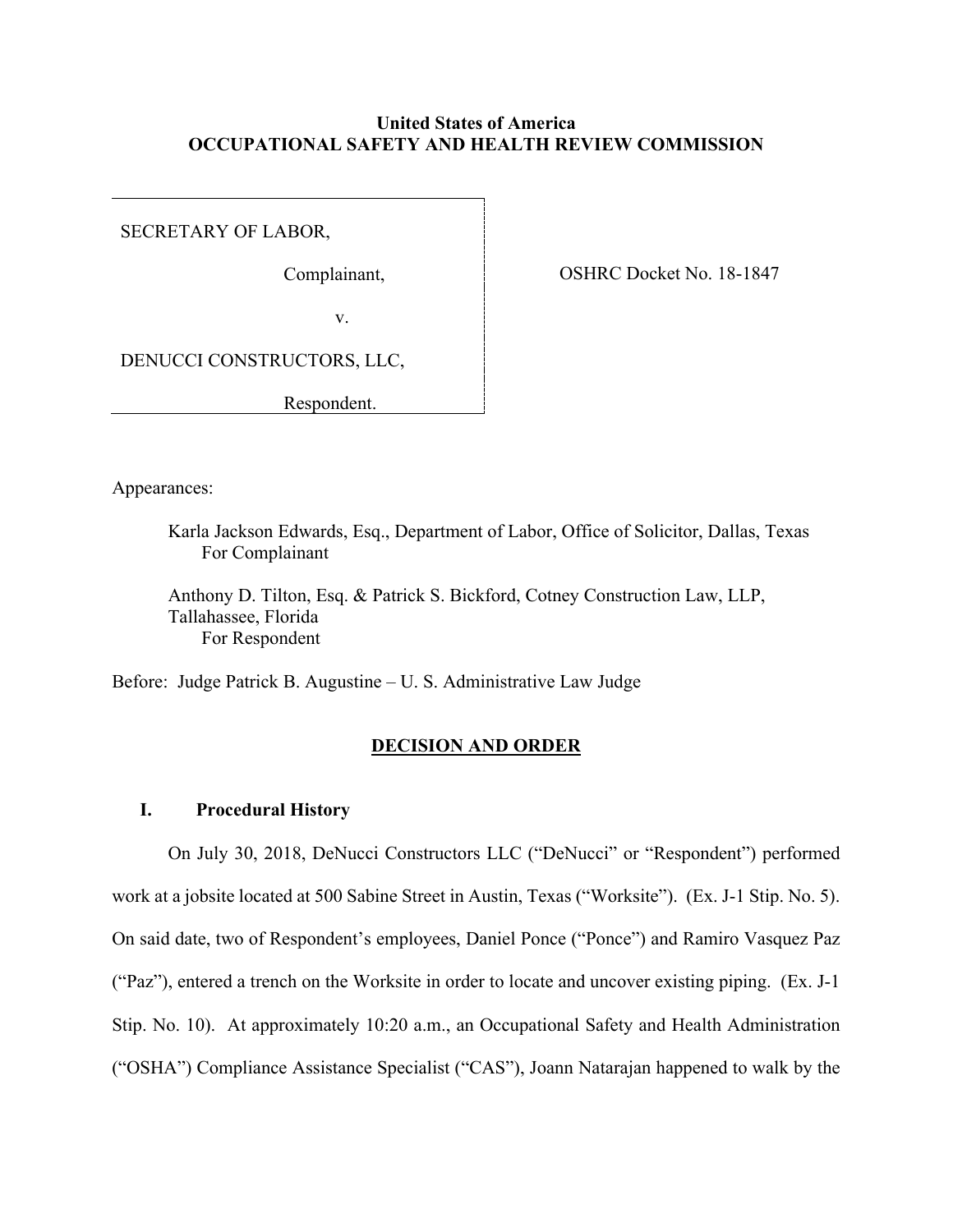**United States of America**
**OCCUPATIONAL SAFETY AND HEALTH REVIEW COMMISSION**

SECRETARY OF LABOR,

Complainant,

v.

DENUCCI CONSTRUCTORS, LLC,

Respondent.

OSHRC Docket No. 18-1847

Appearances:

Karla Jackson Edwards, Esq., Department of Labor, Office of Solicitor, Dallas, Texas
For Complainant

Anthony D. Tilton, Esq. & Patrick S. Bickford, Cotney Construction Law, LLP, Tallahassee, Florida
For Respondent

Before: Judge Patrick B. Augustine – U. S. Administrative Law Judge

## DECISION AND ORDER

### I. Procedural History

On July 30, 2018, DeNucci Constructors LLC ("DeNucci" or "Respondent") performed work at a jobsite located at 500 Sabine Street in Austin, Texas ("Worksite"). (Ex. J-1 Stip. No. 5). On said date, two of Respondent's employees, Daniel Ponce ("Ponce") and Ramiro Vasquez Paz ("Paz"), entered a trench on the Worksite in order to locate and uncover existing piping. (Ex. J-1 Stip. No. 10). At approximately 10:20 a.m., an Occupational Safety and Health Administration ("OSHA") Compliance Assistance Specialist ("CAS"), Joann Natarajan happened to walk by the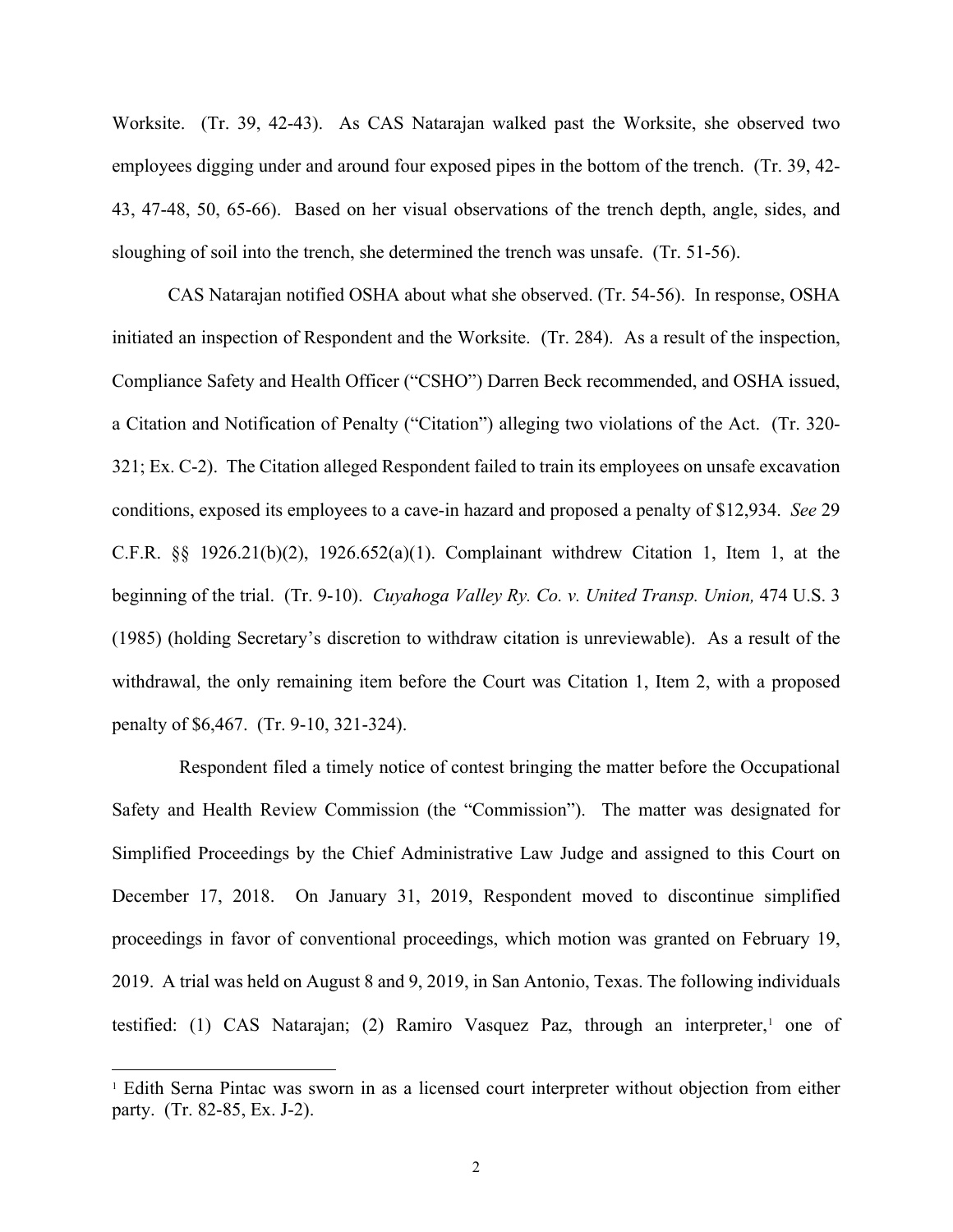Worksite. (Tr. 39, 42-43). As CAS Natarajan walked past the Worksite, she observed two employees digging under and around four exposed pipes in the bottom of the trench. (Tr. 39, 42-43, 47-48, 50, 65-66). Based on her visual observations of the trench depth, angle, sides, and sloughing of soil into the trench, she determined the trench was unsafe. (Tr. 51-56).

CAS Natarajan notified OSHA about what she observed. (Tr. 54-56). In response, OSHA initiated an inspection of Respondent and the Worksite. (Tr. 284). As a result of the inspection, Compliance Safety and Health Officer ("CSHO") Darren Beck recommended, and OSHA issued, a Citation and Notification of Penalty ("Citation") alleging two violations of the Act. (Tr. 320-321; Ex. C-2). The Citation alleged Respondent failed to train its employees on unsafe excavation conditions, exposed its employees to a cave-in hazard and proposed a penalty of $12,934. *See* 29 C.F.R. §§ 1926.21(b)(2), 1926.652(a)(1). Complainant withdrew Citation 1, Item 1, at the beginning of the trial. (Tr. 9-10). *Cuyahoga Valley Ry. Co. v. United Transp. Union,* 474 U.S. 3 (1985) (holding Secretary's discretion to withdraw citation is unreviewable). As a result of the withdrawal, the only remaining item before the Court was Citation 1, Item 2, with a proposed penalty of $6,467. (Tr. 9-10, 321-324).

Respondent filed a timely notice of contest bringing the matter before the Occupational Safety and Health Review Commission (the "Commission"). The matter was designated for Simplified Proceedings by the Chief Administrative Law Judge and assigned to this Court on December 17, 2018. On January 31, 2019, Respondent moved to discontinue simplified proceedings in favor of conventional proceedings, which motion was granted on February 19, 2019. A trial was held on August 8 and 9, 2019, in San Antonio, Texas. The following individuals testified: (1) CAS Natarajan; (2) Ramiro Vasquez Paz, through an interpreter,[1] one of

[1] Edith Serna Pintac was sworn in as a licensed court interpreter without objection from either party. (Tr. 82-85, Ex. J-2).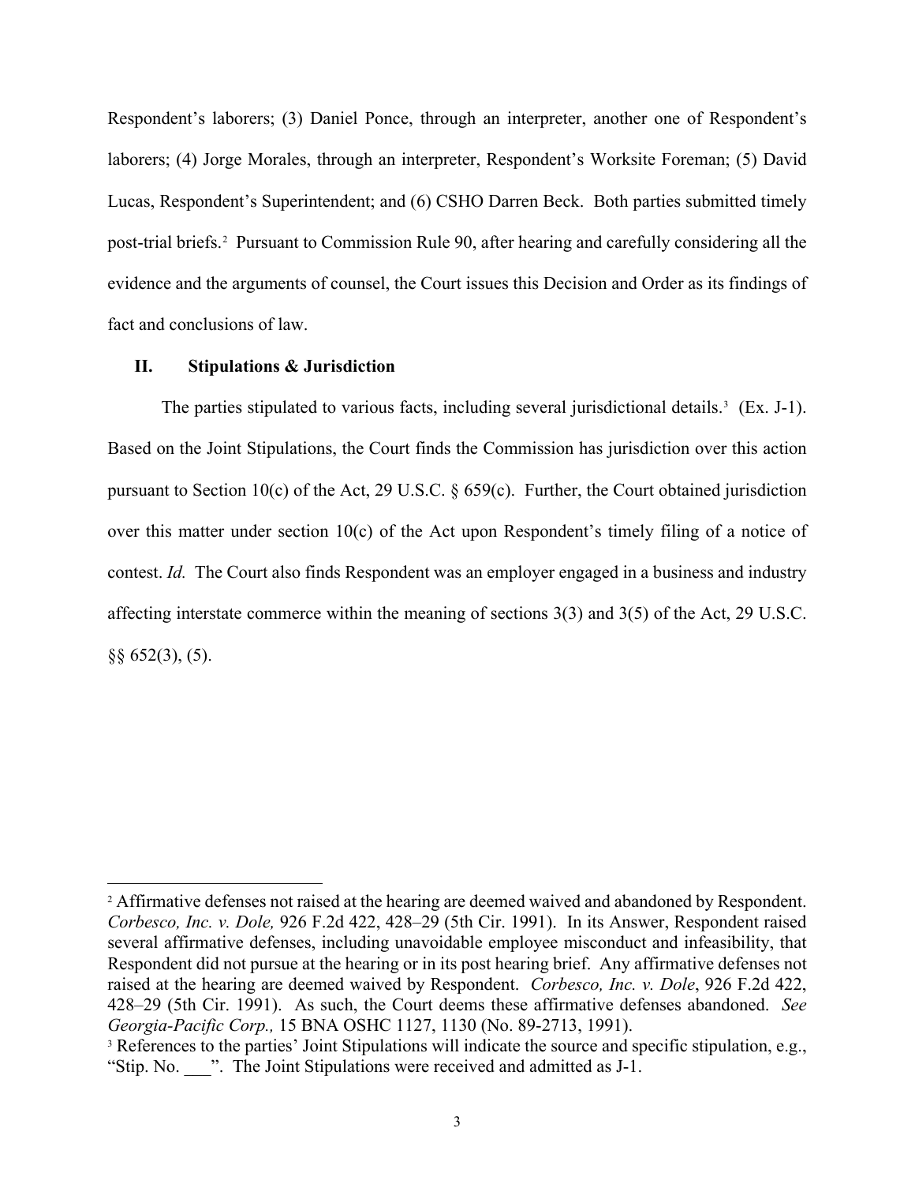Respondent's laborers; (3) Daniel Ponce, through an interpreter, another one of Respondent's laborers; (4) Jorge Morales, through an interpreter, Respondent's Worksite Foreman; (5) David Lucas, Respondent's Superintendent; and (6) CSHO Darren Beck. Both parties submitted timely post-trial briefs.[2] Pursuant to Commission Rule 90, after hearing and carefully considering all the evidence and the arguments of counsel, the Court issues this Decision and Order as its findings of fact and conclusions of law.

## II. Stipulations & Jurisdiction

The parties stipulated to various facts, including several jurisdictional details.[3] (Ex. J-1). Based on the Joint Stipulations, the Court finds the Commission has jurisdiction over this action pursuant to Section 10(c) of the Act, 29 U.S.C. § 659(c). Further, the Court obtained jurisdiction over this matter under section 10(c) of the Act upon Respondent's timely filing of a notice of contest. *Id.* The Court also finds Respondent was an employer engaged in a business and industry affecting interstate commerce within the meaning of sections 3(3) and 3(5) of the Act, 29 U.S.C. §§ 652(3), (5).

---

[2] Affirmative defenses not raised at the hearing are deemed waived and abandoned by Respondent. *Corbesco, Inc. v. Dole,* 926 F.2d 422, 428–29 (5th Cir. 1991). In its Answer, Respondent raised several affirmative defenses, including unavoidable employee misconduct and infeasibility, that Respondent did not pursue at the hearing or in its post hearing brief. Any affirmative defenses not raised at the hearing are deemed waived by Respondent. *Corbesco, Inc. v. Dole*, 926 F.2d 422, 428–29 (5th Cir. 1991). As such, the Court deems these affirmative defenses abandoned. *See Georgia-Pacific Corp.,* 15 BNA OSHC 1127, 1130 (No. 89-2713, 1991).

[3] References to the parties' Joint Stipulations will indicate the source and specific stipulation, e.g., "Stip. No. ___". The Joint Stipulations were received and admitted as J-1.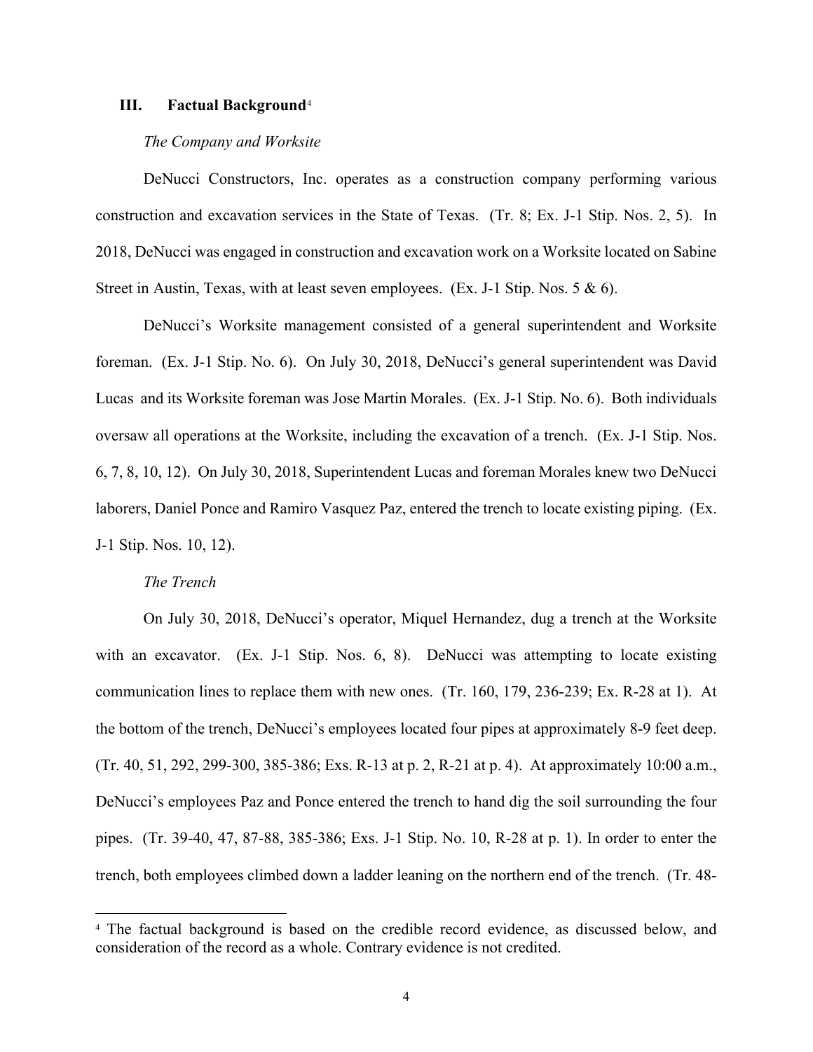## III. Factual Background[4]

*The Company and Worksite*

DeNucci Constructors, Inc. operates as a construction company performing various construction and excavation services in the State of Texas. (Tr. 8; Ex. J-1 Stip. Nos. 2, 5). In 2018, DeNucci was engaged in construction and excavation work on a Worksite located on Sabine Street in Austin, Texas, with at least seven employees. (Ex. J-1 Stip. Nos. 5 & 6).

DeNucci's Worksite management consisted of a general superintendent and Worksite foreman. (Ex. J-1 Stip. No. 6). On July 30, 2018, DeNucci's general superintendent was David Lucas and its Worksite foreman was Jose Martin Morales. (Ex. J-1 Stip. No. 6). Both individuals oversaw all operations at the Worksite, including the excavation of a trench. (Ex. J-1 Stip. Nos. 6, 7, 8, 10, 12). On July 30, 2018, Superintendent Lucas and foreman Morales knew two DeNucci laborers, Daniel Ponce and Ramiro Vasquez Paz, entered the trench to locate existing piping. (Ex. J-1 Stip. Nos. 10, 12).

*The Trench*

On July 30, 2018, DeNucci's operator, Miquel Hernandez, dug a trench at the Worksite with an excavator. (Ex. J-1 Stip. Nos. 6, 8). DeNucci was attempting to locate existing communication lines to replace them with new ones. (Tr. 160, 179, 236-239; Ex. R-28 at 1). At the bottom of the trench, DeNucci's employees located four pipes at approximately 8-9 feet deep. (Tr. 40, 51, 292, 299-300, 385-386; Exs. R-13 at p. 2, R-21 at p. 4). At approximately 10:00 a.m., DeNucci's employees Paz and Ponce entered the trench to hand dig the soil surrounding the four pipes. (Tr. 39-40, 47, 87-88, 385-386; Exs. J-1 Stip. No. 10, R-28 at p. 1). In order to enter the trench, both employees climbed down a ladder leaning on the northern end of the trench. (Tr. 48-

---

[4] The factual background is based on the credible record evidence, as discussed below, and consideration of the record as a whole. Contrary evidence is not credited.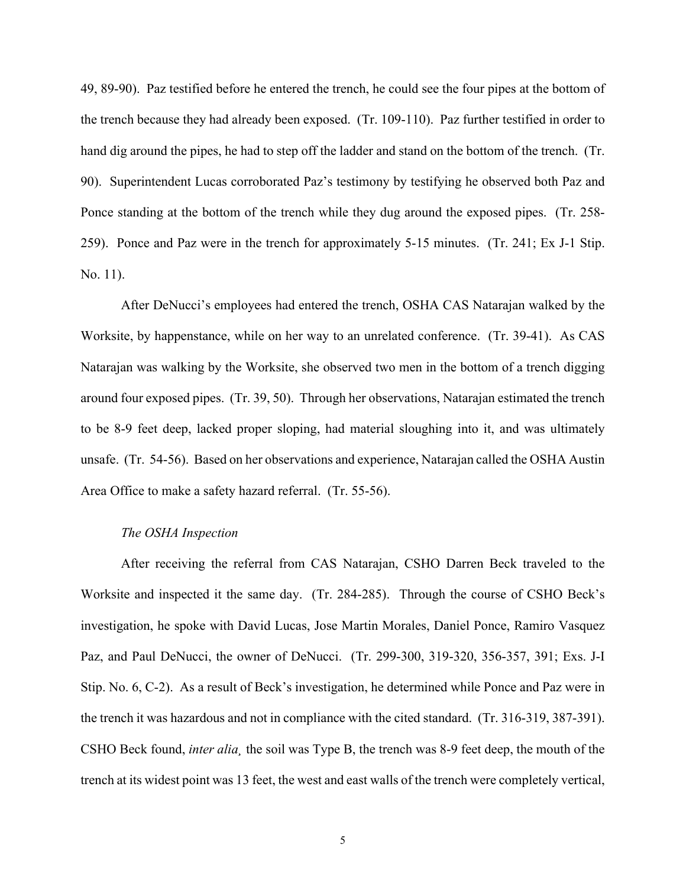49, 89-90). Paz testified before he entered the trench, he could see the four pipes at the bottom of the trench because they had already been exposed. (Tr. 109-110). Paz further testified in order to hand dig around the pipes, he had to step off the ladder and stand on the bottom of the trench. (Tr. 90). Superintendent Lucas corroborated Paz's testimony by testifying he observed both Paz and Ponce standing at the bottom of the trench while they dug around the exposed pipes. (Tr. 258-259). Ponce and Paz were in the trench for approximately 5-15 minutes. (Tr. 241; Ex J-1 Stip. No. 11).

After DeNucci's employees had entered the trench, OSHA CAS Natarajan walked by the Worksite, by happenstance, while on her way to an unrelated conference. (Tr. 39-41). As CAS Natarajan was walking by the Worksite, she observed two men in the bottom of a trench digging around four exposed pipes. (Tr. 39, 50). Through her observations, Natarajan estimated the trench to be 8-9 feet deep, lacked proper sloping, had material sloughing into it, and was ultimately unsafe. (Tr. 54-56). Based on her observations and experience, Natarajan called the OSHA Austin Area Office to make a safety hazard referral. (Tr. 55-56).

*The OSHA Inspection*

After receiving the referral from CAS Natarajan, CSHO Darren Beck traveled to the Worksite and inspected it the same day. (Tr. 284-285). Through the course of CSHO Beck's investigation, he spoke with David Lucas, Jose Martin Morales, Daniel Ponce, Ramiro Vasquez Paz, and Paul DeNucci, the owner of DeNucci. (Tr. 299-300, 319-320, 356-357, 391; Exs. J-I Stip. No. 6, C-2). As a result of Beck's investigation, he determined while Ponce and Paz were in the trench it was hazardous and not in compliance with the cited standard. (Tr. 316-319, 387-391). CSHO Beck found, *inter alia,* the soil was Type B, the trench was 8-9 feet deep, the mouth of the trench at its widest point was 13 feet, the west and east walls of the trench were completely vertical,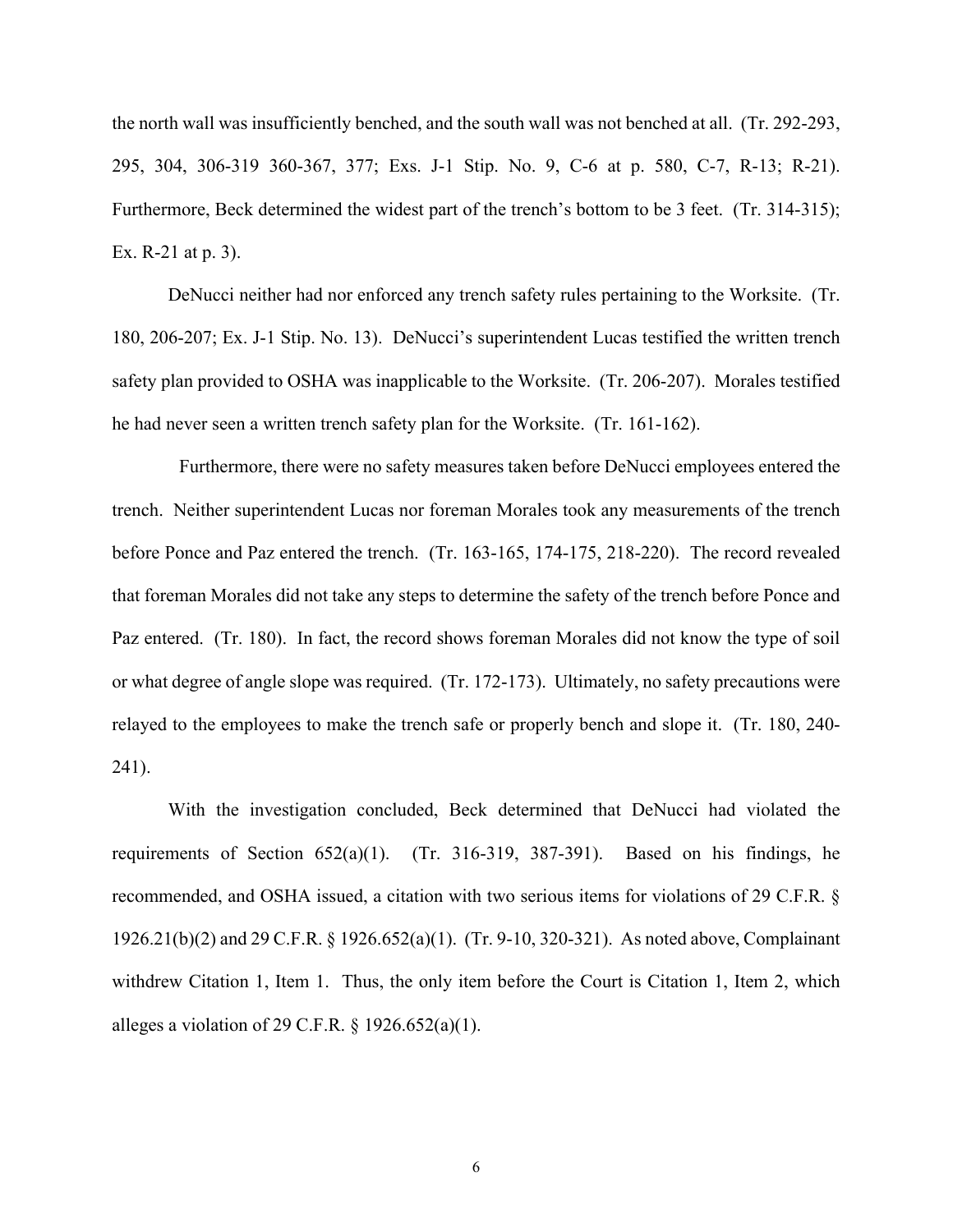the north wall was insufficiently benched, and the south wall was not benched at all. (Tr. 292-293, 295, 304, 306-319 360-367, 377; Exs. J-1 Stip. No. 9, C-6 at p. 580, C-7, R-13; R-21). Furthermore, Beck determined the widest part of the trench's bottom to be 3 feet. (Tr. 314-315); Ex. R-21 at p. 3).

DeNucci neither had nor enforced any trench safety rules pertaining to the Worksite. (Tr. 180, 206-207; Ex. J-1 Stip. No. 13). DeNucci's superintendent Lucas testified the written trench safety plan provided to OSHA was inapplicable to the Worksite. (Tr. 206-207). Morales testified he had never seen a written trench safety plan for the Worksite. (Tr. 161-162).

Furthermore, there were no safety measures taken before DeNucci employees entered the trench. Neither superintendent Lucas nor foreman Morales took any measurements of the trench before Ponce and Paz entered the trench. (Tr. 163-165, 174-175, 218-220). The record revealed that foreman Morales did not take any steps to determine the safety of the trench before Ponce and Paz entered. (Tr. 180). In fact, the record shows foreman Morales did not know the type of soil or what degree of angle slope was required. (Tr. 172-173). Ultimately, no safety precautions were relayed to the employees to make the trench safe or properly bench and slope it. (Tr. 180, 240-241).

With the investigation concluded, Beck determined that DeNucci had violated the requirements of Section 652(a)(1). (Tr. 316-319, 387-391). Based on his findings, he recommended, and OSHA issued, a citation with two serious items for violations of 29 C.F.R. § 1926.21(b)(2) and 29 C.F.R. § 1926.652(a)(1). (Tr. 9-10, 320-321). As noted above, Complainant withdrew Citation 1, Item 1. Thus, the only item before the Court is Citation 1, Item 2, which alleges a violation of 29 C.F.R. § 1926.652(a)(1).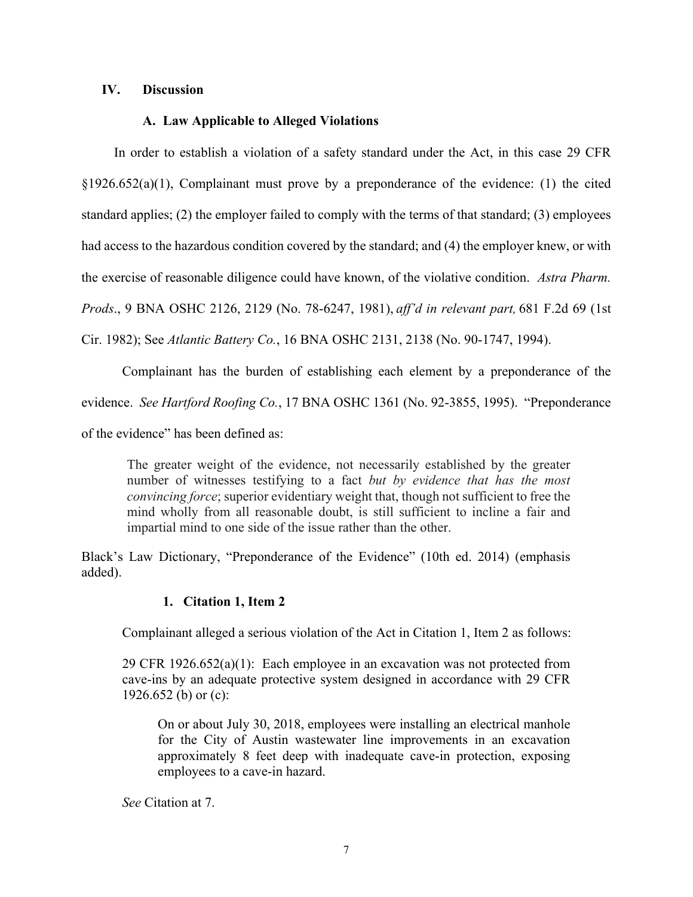## IV. Discussion

### A. Law Applicable to Alleged Violations

In order to establish a violation of a safety standard under the Act, in this case 29 CFR §1926.652(a)(1), Complainant must prove by a preponderance of the evidence: (1) the cited standard applies; (2) the employer failed to comply with the terms of that standard; (3) employees had access to the hazardous condition covered by the standard; and (4) the employer knew, or with the exercise of reasonable diligence could have known, of the violative condition. *Astra Pharm. Prods*., 9 BNA OSHC 2126, 2129 (No. 78-6247, 1981), *aff'd in relevant part,* 681 F.2d 69 (1st Cir. 1982); See *Atlantic Battery Co.*, 16 BNA OSHC 2131, 2138 (No. 90-1747, 1994).

Complainant has the burden of establishing each element by a preponderance of the evidence. *See Hartford Roofing Co.*, 17 BNA OSHC 1361 (No. 92-3855, 1995). "Preponderance of the evidence" has been defined as:

> The greater weight of the evidence, not necessarily established by the greater number of witnesses testifying to a fact *but by evidence that has the most convincing force*; superior evidentiary weight that, though not sufficient to free the mind wholly from all reasonable doubt, is still sufficient to incline a fair and impartial mind to one side of the issue rather than the other.

Black's Law Dictionary, "Preponderance of the Evidence" (10th ed. 2014) (emphasis added).

#### 1. Citation 1, Item 2

Complainant alleged a serious violation of the Act in Citation 1, Item 2 as follows:

> 29 CFR 1926.652(a)(1): Each employee in an excavation was not protected from cave-ins by an adequate protective system designed in accordance with 29 CFR 1926.652 (b) or (c):
>
> > On or about July 30, 2018, employees were installing an electrical manhole for the City of Austin wastewater line improvements in an excavation approximately 8 feet deep with inadequate cave-in protection, exposing employees to a cave-in hazard.
>
> *See* Citation at 7.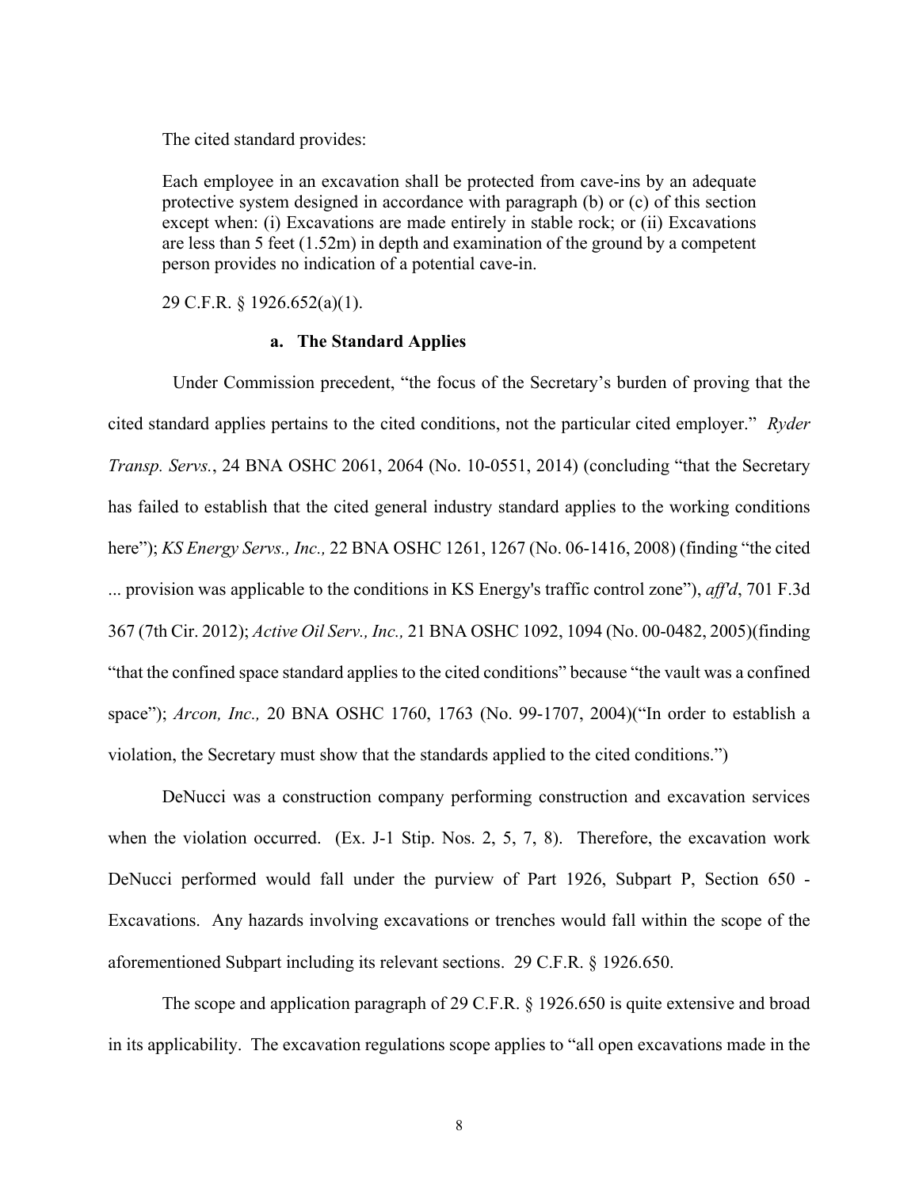The cited standard provides:

> Each employee in an excavation shall be protected from cave-ins by an adequate protective system designed in accordance with paragraph (b) or (c) of this section except when: (i) Excavations are made entirely in stable rock; or (ii) Excavations are less than 5 feet (1.52m) in depth and examination of the ground by a competent person provides no indication of a potential cave-in.

29 C.F.R. § 1926.652(a)(1).

**a. The Standard Applies**

Under Commission precedent, "the focus of the Secretary's burden of proving that the cited standard applies pertains to the cited conditions, not the particular cited employer." *Ryder Transp. Servs.*, 24 BNA OSHC 2061, 2064 (No. 10-0551, 2014) (concluding "that the Secretary has failed to establish that the cited general industry standard applies to the working conditions here"); *KS Energy Servs., Inc.,* 22 BNA OSHC 1261, 1267 (No. 06-1416, 2008) (finding "the cited ... provision was applicable to the conditions in KS Energy's traffic control zone"), *aff'd*, 701 F.3d 367 (7th Cir. 2012); *Active Oil Serv., Inc.,* 21 BNA OSHC 1092, 1094 (No. 00-0482, 2005)(finding "that the confined space standard applies to the cited conditions" because "the vault was a confined space"); *Arcon, Inc.,* 20 BNA OSHC 1760, 1763 (No. 99-1707, 2004)("In order to establish a violation, the Secretary must show that the standards applied to the cited conditions.")

DeNucci was a construction company performing construction and excavation services when the violation occurred. (Ex. J-1 Stip. Nos. 2, 5, 7, 8). Therefore, the excavation work DeNucci performed would fall under the purview of Part 1926, Subpart P, Section 650 - Excavations. Any hazards involving excavations or trenches would fall within the scope of the aforementioned Subpart including its relevant sections. 29 C.F.R. § 1926.650.

The scope and application paragraph of 29 C.F.R. § 1926.650 is quite extensive and broad in its applicability. The excavation regulations scope applies to "all open excavations made in the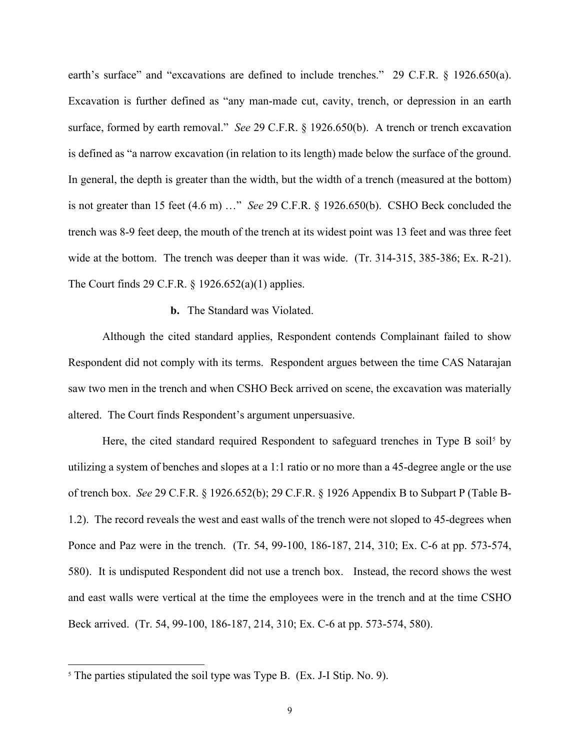earth's surface" and "excavations are defined to include trenches." 29 C.F.R. § 1926.650(a). Excavation is further defined as "any man-made cut, cavity, trench, or depression in an earth surface, formed by earth removal." *See* 29 C.F.R. § 1926.650(b). A trench or trench excavation is defined as "a narrow excavation (in relation to its length) made below the surface of the ground. In general, the depth is greater than the width, but the width of a trench (measured at the bottom) is not greater than 15 feet (4.6 m) …" *See* 29 C.F.R. § 1926.650(b). CSHO Beck concluded the trench was 8-9 feet deep, the mouth of the trench at its widest point was 13 feet and was three feet wide at the bottom. The trench was deeper than it was wide. (Tr. 314-315, 385-386; Ex. R-21). The Court finds 29 C.F.R. § 1926.652(a)(1) applies.

**b.** The Standard was Violated.

Although the cited standard applies, Respondent contends Complainant failed to show Respondent did not comply with its terms. Respondent argues between the time CAS Natarajan saw two men in the trench and when CSHO Beck arrived on scene, the excavation was materially altered. The Court finds Respondent's argument unpersuasive.

Here, the cited standard required Respondent to safeguard trenches in Type B soil[5] by utilizing a system of benches and slopes at a 1:1 ratio or no more than a 45-degree angle or the use of trench box. *See* 29 C.F.R. § 1926.652(b); 29 C.F.R. § 1926 Appendix B to Subpart P (Table B-1.2). The record reveals the west and east walls of the trench were not sloped to 45-degrees when Ponce and Paz were in the trench. (Tr. 54, 99-100, 186-187, 214, 310; Ex. C-6 at pp. 573-574, 580). It is undisputed Respondent did not use a trench box. Instead, the record shows the west and east walls were vertical at the time the employees were in the trench and at the time CSHO Beck arrived. (Tr. 54, 99-100, 186-187, 214, 310; Ex. C-6 at pp. 573-574, 580).

---

[5] The parties stipulated the soil type was Type B. (Ex. J-I Stip. No. 9).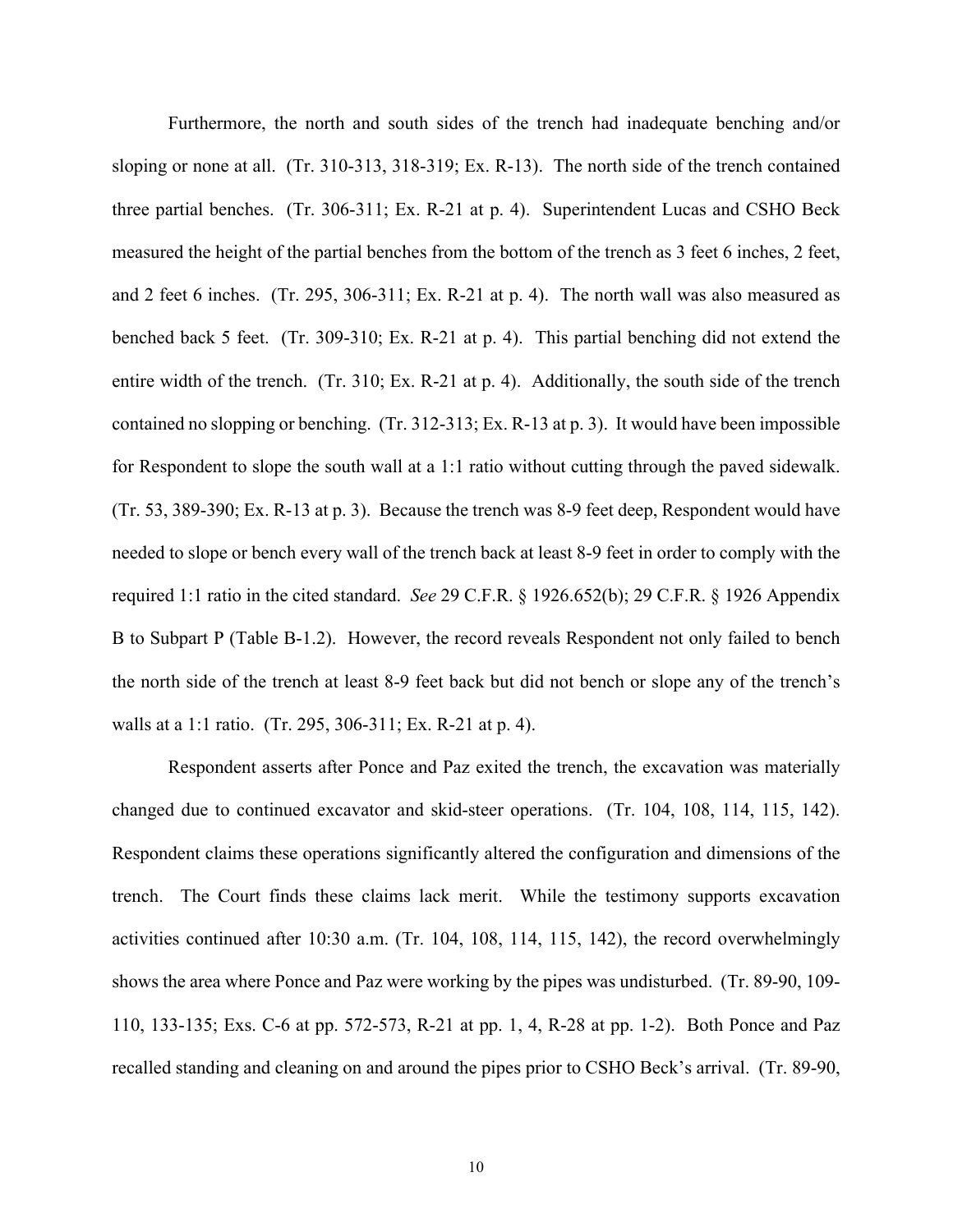Furthermore, the north and south sides of the trench had inadequate benching and/or sloping or none at all. (Tr. 310-313, 318-319; Ex. R-13). The north side of the trench contained three partial benches. (Tr. 306-311; Ex. R-21 at p. 4). Superintendent Lucas and CSHO Beck measured the height of the partial benches from the bottom of the trench as 3 feet 6 inches, 2 feet, and 2 feet 6 inches. (Tr. 295, 306-311; Ex. R-21 at p. 4). The north wall was also measured as benched back 5 feet. (Tr. 309-310; Ex. R-21 at p. 4). This partial benching did not extend the entire width of the trench. (Tr. 310; Ex. R-21 at p. 4). Additionally, the south side of the trench contained no slopping or benching. (Tr. 312-313; Ex. R-13 at p. 3). It would have been impossible for Respondent to slope the south wall at a 1:1 ratio without cutting through the paved sidewalk. (Tr. 53, 389-390; Ex. R-13 at p. 3). Because the trench was 8-9 feet deep, Respondent would have needed to slope or bench every wall of the trench back at least 8-9 feet in order to comply with the required 1:1 ratio in the cited standard. *See* 29 C.F.R. § 1926.652(b); 29 C.F.R. § 1926 Appendix B to Subpart P (Table B-1.2). However, the record reveals Respondent not only failed to bench the north side of the trench at least 8-9 feet back but did not bench or slope any of the trench's walls at a 1:1 ratio. (Tr. 295, 306-311; Ex. R-21 at p. 4).

Respondent asserts after Ponce and Paz exited the trench, the excavation was materially changed due to continued excavator and skid-steer operations. (Tr. 104, 108, 114, 115, 142). Respondent claims these operations significantly altered the configuration and dimensions of the trench. The Court finds these claims lack merit. While the testimony supports excavation activities continued after 10:30 a.m. (Tr. 104, 108, 114, 115, 142), the record overwhelmingly shows the area where Ponce and Paz were working by the pipes was undisturbed. (Tr. 89-90, 109-110, 133-135; Exs. C-6 at pp. 572-573, R-21 at pp. 1, 4, R-28 at pp. 1-2). Both Ponce and Paz recalled standing and cleaning on and around the pipes prior to CSHO Beck's arrival. (Tr. 89-90,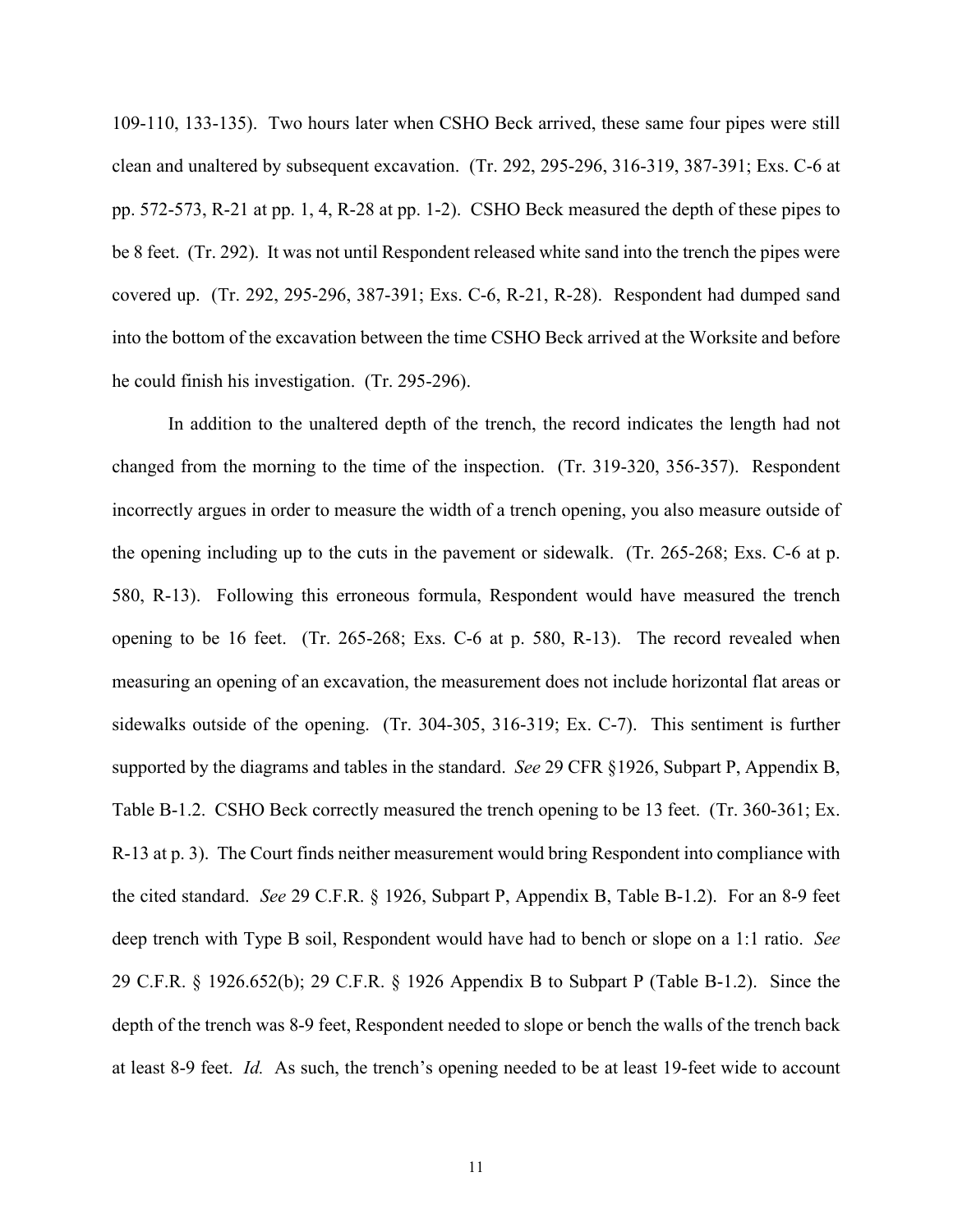109-110, 133-135). Two hours later when CSHO Beck arrived, these same four pipes were still clean and unaltered by subsequent excavation. (Tr. 292, 295-296, 316-319, 387-391; Exs. C-6 at pp. 572-573, R-21 at pp. 1, 4, R-28 at pp. 1-2). CSHO Beck measured the depth of these pipes to be 8 feet. (Tr. 292). It was not until Respondent released white sand into the trench the pipes were covered up. (Tr. 292, 295-296, 387-391; Exs. C-6, R-21, R-28). Respondent had dumped sand into the bottom of the excavation between the time CSHO Beck arrived at the Worksite and before he could finish his investigation. (Tr. 295-296).

In addition to the unaltered depth of the trench, the record indicates the length had not changed from the morning to the time of the inspection. (Tr. 319-320, 356-357). Respondent incorrectly argues in order to measure the width of a trench opening, you also measure outside of the opening including up to the cuts in the pavement or sidewalk. (Tr. 265-268; Exs. C-6 at p. 580, R-13). Following this erroneous formula, Respondent would have measured the trench opening to be 16 feet. (Tr. 265-268; Exs. C-6 at p. 580, R-13). The record revealed when measuring an opening of an excavation, the measurement does not include horizontal flat areas or sidewalks outside of the opening. (Tr. 304-305, 316-319; Ex. C-7). This sentiment is further supported by the diagrams and tables in the standard. *See* 29 CFR §1926, Subpart P, Appendix B, Table B-1.2. CSHO Beck correctly measured the trench opening to be 13 feet. (Tr. 360-361; Ex. R-13 at p. 3). The Court finds neither measurement would bring Respondent into compliance with the cited standard. *See* 29 C.F.R. § 1926, Subpart P, Appendix B, Table B-1.2). For an 8-9 feet deep trench with Type B soil, Respondent would have had to bench or slope on a 1:1 ratio. *See* 29 C.F.R. § 1926.652(b); 29 C.F.R. § 1926 Appendix B to Subpart P (Table B-1.2). Since the depth of the trench was 8-9 feet, Respondent needed to slope or bench the walls of the trench back at least 8-9 feet. *Id.* As such, the trench's opening needed to be at least 19-feet wide to account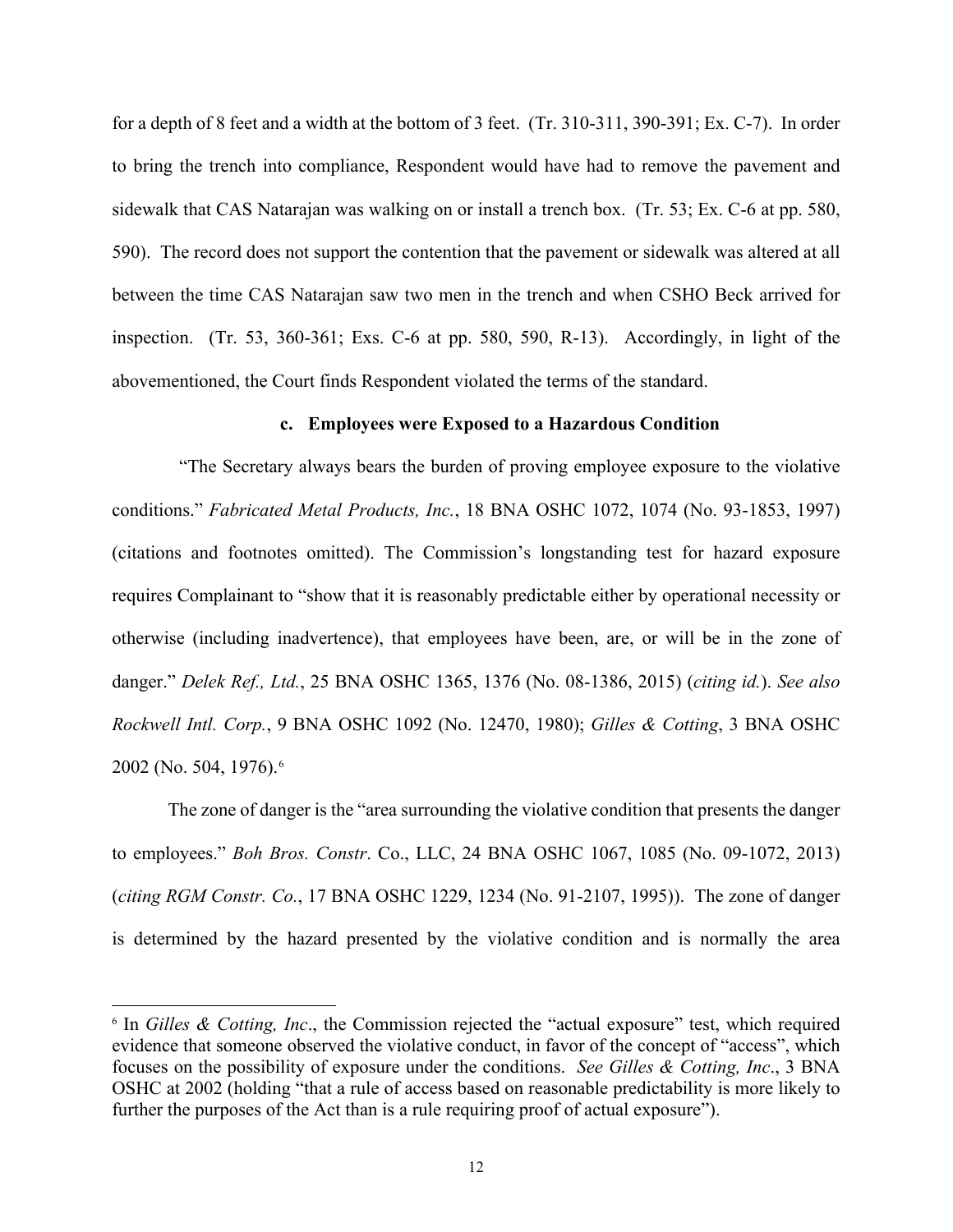for a depth of 8 feet and a width at the bottom of 3 feet. (Tr. 310-311, 390-391; Ex. C-7). In order to bring the trench into compliance, Respondent would have had to remove the pavement and sidewalk that CAS Natarajan was walking on or install a trench box. (Tr. 53; Ex. C-6 at pp. 580, 590). The record does not support the contention that the pavement or sidewalk was altered at all between the time CAS Natarajan saw two men in the trench and when CSHO Beck arrived for inspection. (Tr. 53, 360-361; Exs. C-6 at pp. 580, 590, R-13). Accordingly, in light of the abovementioned, the Court finds Respondent violated the terms of the standard.

**c. Employees were Exposed to a Hazardous Condition**

"The Secretary always bears the burden of proving employee exposure to the violative conditions." *Fabricated Metal Products, Inc.*, 18 BNA OSHC 1072, 1074 (No. 93-1853, 1997) (citations and footnotes omitted). The Commission's longstanding test for hazard exposure requires Complainant to "show that it is reasonably predictable either by operational necessity or otherwise (including inadvertence), that employees have been, are, or will be in the zone of danger." *Delek Ref., Ltd.*, 25 BNA OSHC 1365, 1376 (No. 08-1386, 2015) (*citing id.*). *See also Rockwell Intl. Corp.*, 9 BNA OSHC 1092 (No. 12470, 1980); *Gilles & Cotting*, 3 BNA OSHC 2002 (No. 504, 1976).[6]

The zone of danger is the "area surrounding the violative condition that presents the danger to employees." *Boh Bros. Constr*. Co., LLC, 24 BNA OSHC 1067, 1085 (No. 09-1072, 2013) (*citing RGM Constr. Co.*, 17 BNA OSHC 1229, 1234 (No. 91-2107, 1995)). The zone of danger is determined by the hazard presented by the violative condition and is normally the area

[6] In *Gilles & Cotting, Inc*., the Commission rejected the "actual exposure" test, which required evidence that someone observed the violative conduct, in favor of the concept of "access", which focuses on the possibility of exposure under the conditions. *See Gilles & Cotting, Inc*., 3 BNA OSHC at 2002 (holding "that a rule of access based on reasonable predictability is more likely to further the purposes of the Act than is a rule requiring proof of actual exposure").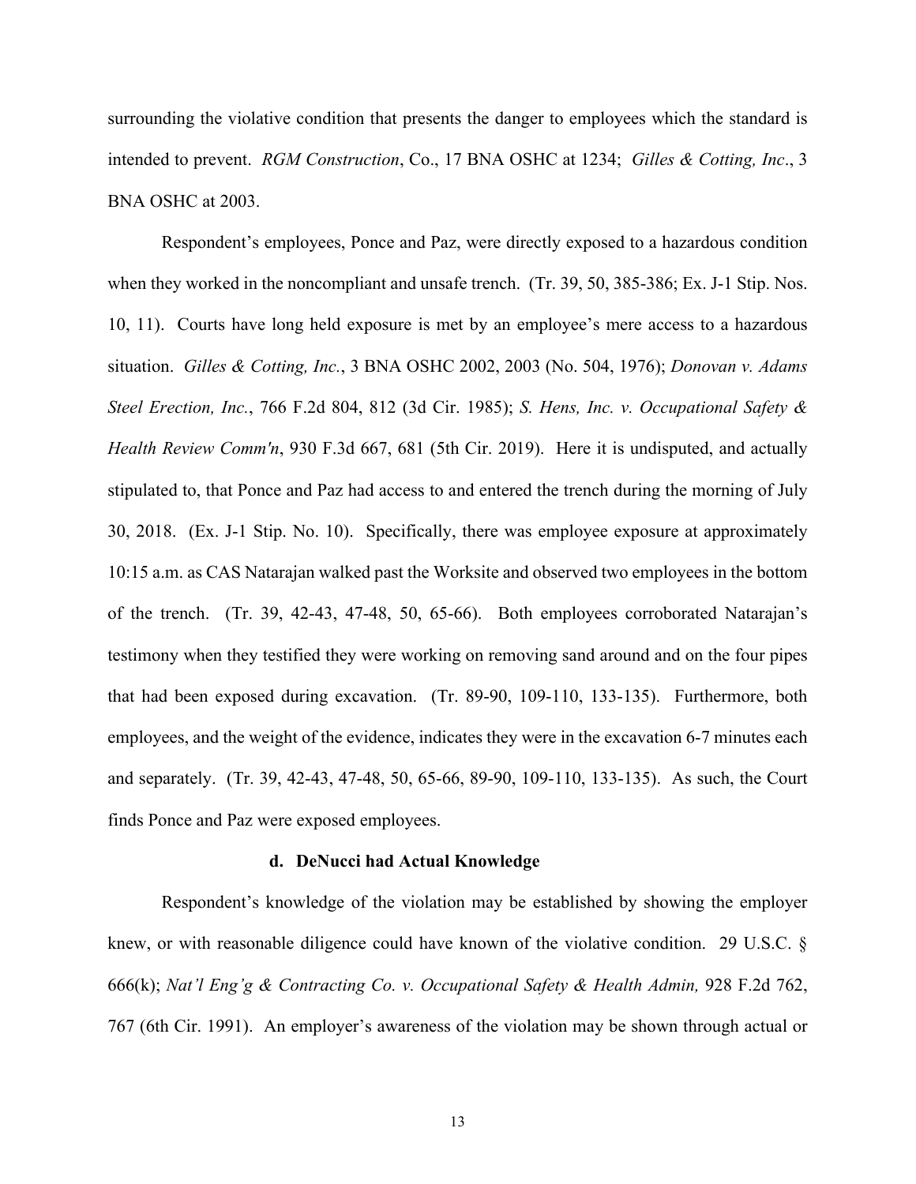surrounding the violative condition that presents the danger to employees which the standard is intended to prevent. *RGM Construction*, Co., 17 BNA OSHC at 1234; *Gilles & Cotting, Inc*., 3 BNA OSHC at 2003.

Respondent's employees, Ponce and Paz, were directly exposed to a hazardous condition when they worked in the noncompliant and unsafe trench. (Tr. 39, 50, 385-386; Ex. J-1 Stip. Nos. 10, 11). Courts have long held exposure is met by an employee's mere access to a hazardous situation. *Gilles & Cotting, Inc.*, 3 BNA OSHC 2002, 2003 (No. 504, 1976); *Donovan v. Adams Steel Erection, Inc.*, 766 F.2d 804, 812 (3d Cir. 1985); *S. Hens, Inc. v. Occupational Safety & Health Review Comm'n*, 930 F.3d 667, 681 (5th Cir. 2019). Here it is undisputed, and actually stipulated to, that Ponce and Paz had access to and entered the trench during the morning of July 30, 2018. (Ex. J-1 Stip. No. 10). Specifically, there was employee exposure at approximately 10:15 a.m. as CAS Natarajan walked past the Worksite and observed two employees in the bottom of the trench. (Tr. 39, 42-43, 47-48, 50, 65-66). Both employees corroborated Natarajan's testimony when they testified they were working on removing sand around and on the four pipes that had been exposed during excavation. (Tr. 89-90, 109-110, 133-135). Furthermore, both employees, and the weight of the evidence, indicates they were in the excavation 6-7 minutes each and separately. (Tr. 39, 42-43, 47-48, 50, 65-66, 89-90, 109-110, 133-135). As such, the Court finds Ponce and Paz were exposed employees.

**d. DeNucci had Actual Knowledge**

Respondent's knowledge of the violation may be established by showing the employer knew, or with reasonable diligence could have known of the violative condition. 29 U.S.C. § 666(k); *Nat'l Eng'g & Contracting Co. v. Occupational Safety & Health Admin,* 928 F.2d 762, 767 (6th Cir. 1991). An employer's awareness of the violation may be shown through actual or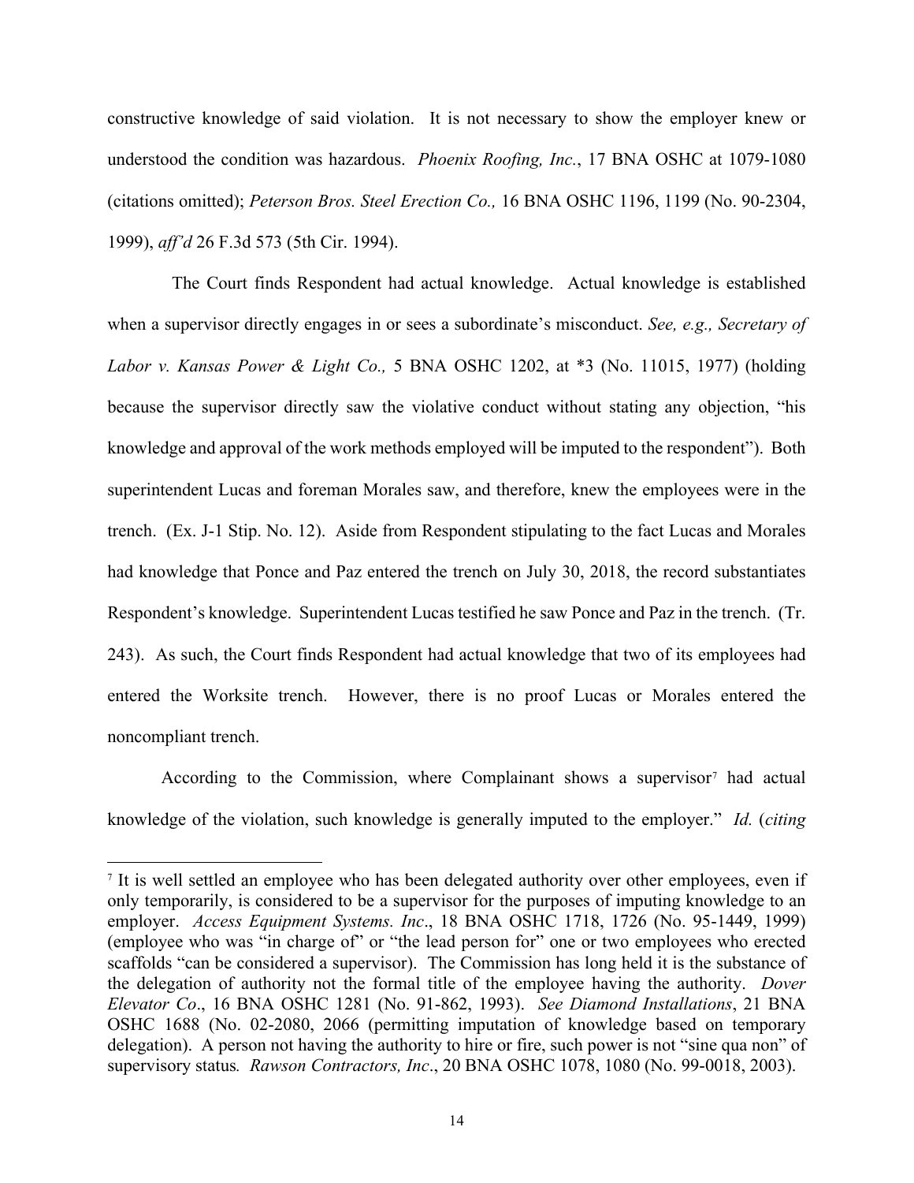constructive knowledge of said violation. It is not necessary to show the employer knew or understood the condition was hazardous. *Phoenix Roofing, Inc.*, 17 BNA OSHC at 1079-1080 (citations omitted); *Peterson Bros. Steel Erection Co.,* 16 BNA OSHC 1196, 1199 (No. 90-2304, 1999), *aff'd* 26 F.3d 573 (5th Cir. 1994).

The Court finds Respondent had actual knowledge. Actual knowledge is established when a supervisor directly engages in or sees a subordinate's misconduct. *See, e.g., Secretary of Labor v. Kansas Power & Light Co.,* 5 BNA OSHC 1202, at \*3 (No. 11015, 1977) (holding because the supervisor directly saw the violative conduct without stating any objection, "his knowledge and approval of the work methods employed will be imputed to the respondent"). Both superintendent Lucas and foreman Morales saw, and therefore, knew the employees were in the trench. (Ex. J-1 Stip. No. 12). Aside from Respondent stipulating to the fact Lucas and Morales had knowledge that Ponce and Paz entered the trench on July 30, 2018, the record substantiates Respondent's knowledge. Superintendent Lucas testified he saw Ponce and Paz in the trench. (Tr. 243). As such, the Court finds Respondent had actual knowledge that two of its employees had entered the Worksite trench. However, there is no proof Lucas or Morales entered the noncompliant trench.

According to the Commission, where Complainant shows a supervisor[7] had actual knowledge of the violation, such knowledge is generally imputed to the employer." *Id.* (*citing*

---

[7] It is well settled an employee who has been delegated authority over other employees, even if only temporarily, is considered to be a supervisor for the purposes of imputing knowledge to an employer. *Access Equipment Systems. Inc*., 18 BNA OSHC 1718, 1726 (No. 95-1449, 1999) (employee who was "in charge of" or "the lead person for" one or two employees who erected scaffolds "can be considered a supervisor). The Commission has long held it is the substance of the delegation of authority not the formal title of the employee having the authority. *Dover Elevator Co*., 16 BNA OSHC 1281 (No. 91-862, 1993). *See Diamond Installations*, 21 BNA OSHC 1688 (No. 02-2080, 2066 (permitting imputation of knowledge based on temporary delegation). A person not having the authority to hire or fire, such power is not "sine qua non" of supervisory status*.* *Rawson Contractors, Inc*., 20 BNA OSHC 1078, 1080 (No. 99-0018, 2003).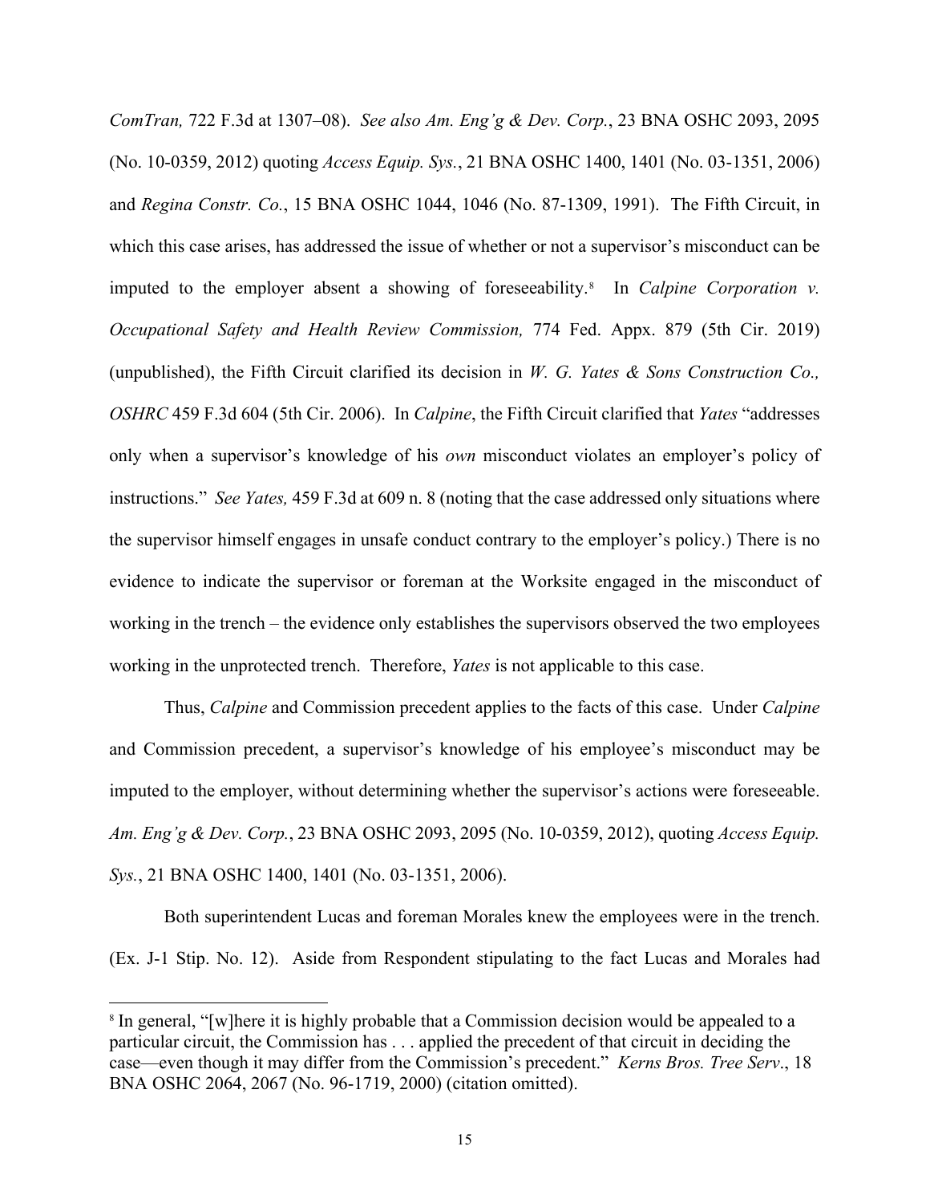*ComTran,* 722 F.3d at 1307–08). *See also Am. Eng'g & Dev. Corp.*, 23 BNA OSHC 2093, 2095 (No. 10-0359, 2012) quoting *Access Equip. Sys.*, 21 BNA OSHC 1400, 1401 (No. 03-1351, 2006) and *Regina Constr. Co.*, 15 BNA OSHC 1044, 1046 (No. 87-1309, 1991). The Fifth Circuit, in which this case arises, has addressed the issue of whether or not a supervisor's misconduct can be imputed to the employer absent a showing of foreseeability.[8] In *Calpine Corporation v. Occupational Safety and Health Review Commission,* 774 Fed. Appx. 879 (5th Cir. 2019) (unpublished), the Fifth Circuit clarified its decision in *W. G. Yates & Sons Construction Co., OSHRC* 459 F.3d 604 (5th Cir. 2006). In *Calpine*, the Fifth Circuit clarified that *Yates* "addresses only when a supervisor's knowledge of his *own* misconduct violates an employer's policy of instructions." *See Yates,* 459 F.3d at 609 n. 8 (noting that the case addressed only situations where the supervisor himself engages in unsafe conduct contrary to the employer's policy.) There is no evidence to indicate the supervisor or foreman at the Worksite engaged in the misconduct of working in the trench – the evidence only establishes the supervisors observed the two employees working in the unprotected trench. Therefore, *Yates* is not applicable to this case.

Thus, *Calpine* and Commission precedent applies to the facts of this case. Under *Calpine* and Commission precedent, a supervisor's knowledge of his employee's misconduct may be imputed to the employer, without determining whether the supervisor's actions were foreseeable. *Am. Eng'g & Dev. Corp.*, 23 BNA OSHC 2093, 2095 (No. 10-0359, 2012), quoting *Access Equip. Sys.*, 21 BNA OSHC 1400, 1401 (No. 03-1351, 2006).

Both superintendent Lucas and foreman Morales knew the employees were in the trench. (Ex. J-1 Stip. No. 12). Aside from Respondent stipulating to the fact Lucas and Morales had

[8] In general, "[w]here it is highly probable that a Commission decision would be appealed to a particular circuit, the Commission has . . . applied the precedent of that circuit in deciding the case—even though it may differ from the Commission's precedent." *Kerns Bros. Tree Serv*., 18 BNA OSHC 2064, 2067 (No. 96-1719, 2000) (citation omitted).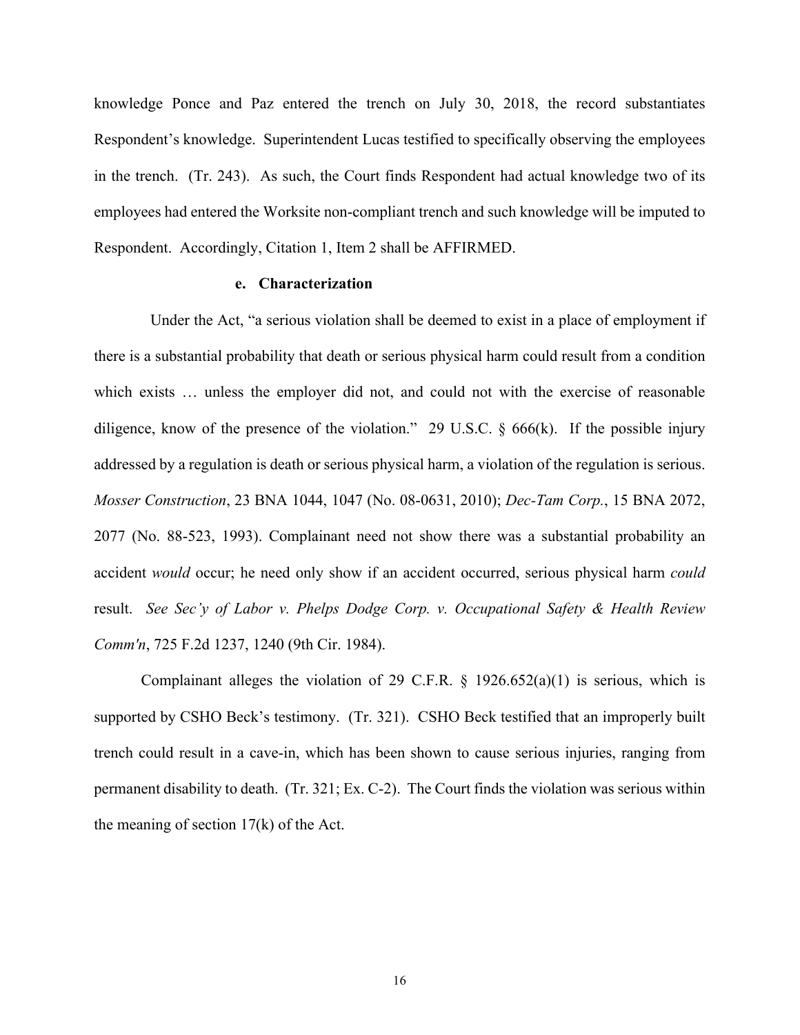knowledge Ponce and Paz entered the trench on July 30, 2018, the record substantiates Respondent's knowledge. Superintendent Lucas testified to specifically observing the employees in the trench. (Tr. 243). As such, the Court finds Respondent had actual knowledge two of its employees had entered the Worksite non-compliant trench and such knowledge will be imputed to Respondent. Accordingly, Citation 1, Item 2 shall be AFFIRMED.

#### e. Characterization

Under the Act, "a serious violation shall be deemed to exist in a place of employment if there is a substantial probability that death or serious physical harm could result from a condition which exists … unless the employer did not, and could not with the exercise of reasonable diligence, know of the presence of the violation." 29 U.S.C. § 666(k). If the possible injury addressed by a regulation is death or serious physical harm, a violation of the regulation is serious. *Mosser Construction*, 23 BNA 1044, 1047 (No. 08-0631, 2010); *Dec-Tam Corp.*, 15 BNA 2072, 2077 (No. 88-523, 1993). Complainant need not show there was a substantial probability an accident *would* occur; he need only show if an accident occurred, serious physical harm *could* result. *See Sec'y of Labor v. Phelps Dodge Corp. v. Occupational Safety & Health Review Comm'n*, 725 F.2d 1237, 1240 (9th Cir. 1984).

Complainant alleges the violation of 29 C.F.R. § 1926.652(a)(1) is serious, which is supported by CSHO Beck's testimony. (Tr. 321). CSHO Beck testified that an improperly built trench could result in a cave-in, which has been shown to cause serious injuries, ranging from permanent disability to death. (Tr. 321; Ex. C-2). The Court finds the violation was serious within the meaning of section 17(k) of the Act.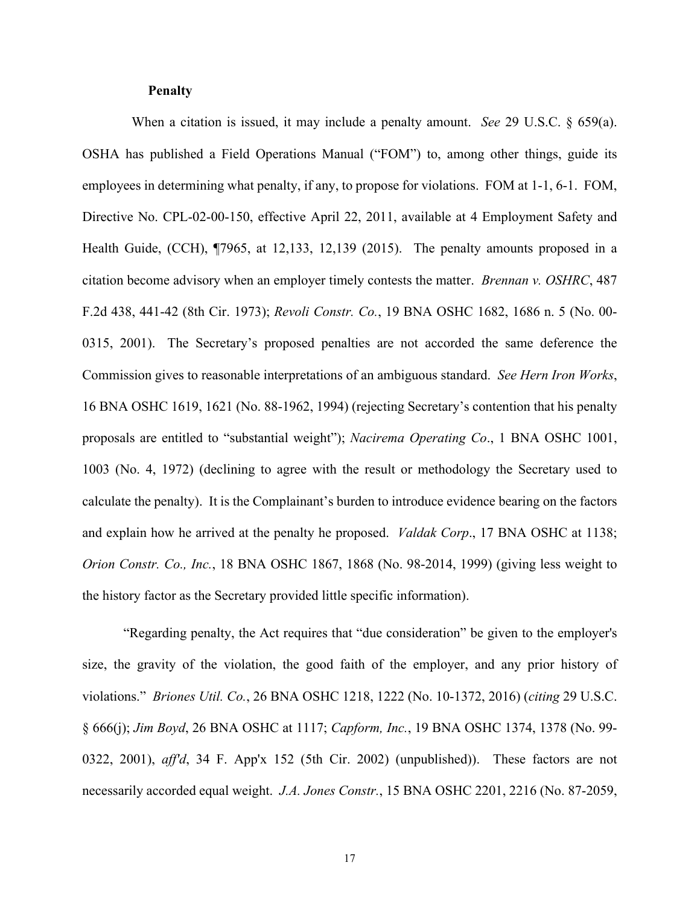**Penalty**

When a citation is issued, it may include a penalty amount. *See* 29 U.S.C. § 659(a). OSHA has published a Field Operations Manual ("FOM") to, among other things, guide its employees in determining what penalty, if any, to propose for violations. FOM at 1-1, 6-1. FOM, Directive No. CPL-02-00-150, effective April 22, 2011, available at 4 Employment Safety and Health Guide, (CCH), ¶7965, at 12,133, 12,139 (2015). The penalty amounts proposed in a citation become advisory when an employer timely contests the matter. *Brennan v. OSHRC*, 487 F.2d 438, 441-42 (8th Cir. 1973); *Revoli Constr. Co.*, 19 BNA OSHC 1682, 1686 n. 5 (No. 00-0315, 2001). The Secretary's proposed penalties are not accorded the same deference the Commission gives to reasonable interpretations of an ambiguous standard. *See Hern Iron Works*, 16 BNA OSHC 1619, 1621 (No. 88-1962, 1994) (rejecting Secretary's contention that his penalty proposals are entitled to "substantial weight"); *Nacirema Operating Co*., 1 BNA OSHC 1001, 1003 (No. 4, 1972) (declining to agree with the result or methodology the Secretary used to calculate the penalty). It is the Complainant's burden to introduce evidence bearing on the factors and explain how he arrived at the penalty he proposed. *Valdak Corp*., 17 BNA OSHC at 1138; *Orion Constr. Co., Inc.*, 18 BNA OSHC 1867, 1868 (No. 98-2014, 1999) (giving less weight to the history factor as the Secretary provided little specific information).

"Regarding penalty, the Act requires that "due consideration" be given to the employer's size, the gravity of the violation, the good faith of the employer, and any prior history of violations." *Briones Util. Co.*, 26 BNA OSHC 1218, 1222 (No. 10-1372, 2016) (*citing* 29 U.S.C. § 666(j); *Jim Boyd*, 26 BNA OSHC at 1117; *Capform, Inc.*, 19 BNA OSHC 1374, 1378 (No. 99-0322, 2001), *aff'd*, 34 F. App'x 152 (5th Cir. 2002) (unpublished)). These factors are not necessarily accorded equal weight. *J.A. Jones Constr.*, 15 BNA OSHC 2201, 2216 (No. 87-2059,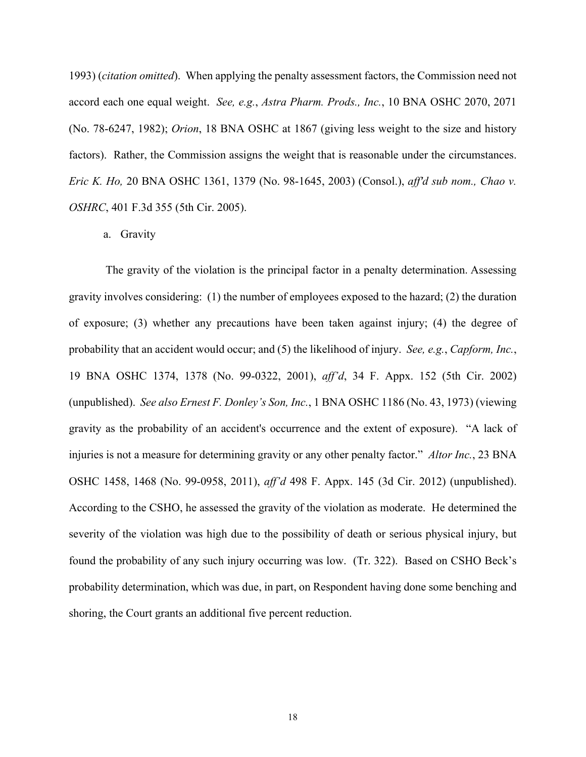1993) (*citation omitted*). When applying the penalty assessment factors, the Commission need not accord each one equal weight. *See, e.g.*, *Astra Pharm. Prods., Inc.*, 10 BNA OSHC 2070, 2071 (No. 78-6247, 1982); *Orion*, 18 BNA OSHC at 1867 (giving less weight to the size and history factors). Rather, the Commission assigns the weight that is reasonable under the circumstances. *Eric K. Ho,* 20 BNA OSHC 1361, 1379 (No. 98-1645, 2003) (Consol.), *aff'd sub nom., Chao v. OSHRC*, 401 F.3d 355 (5th Cir. 2005).

a. Gravity

The gravity of the violation is the principal factor in a penalty determination. Assessing gravity involves considering: (1) the number of employees exposed to the hazard; (2) the duration of exposure; (3) whether any precautions have been taken against injury; (4) the degree of probability that an accident would occur; and (5) the likelihood of injury. *See, e.g.*, *Capform, Inc.*, 19 BNA OSHC 1374, 1378 (No. 99-0322, 2001), *aff'd*, 34 F. Appx. 152 (5th Cir. 2002) (unpublished). *See also Ernest F. Donley's Son, Inc.*, 1 BNA OSHC 1186 (No. 43, 1973) (viewing gravity as the probability of an accident's occurrence and the extent of exposure). "A lack of injuries is not a measure for determining gravity or any other penalty factor." *Altor Inc.*, 23 BNA OSHC 1458, 1468 (No. 99-0958, 2011), *aff'd* 498 F. Appx. 145 (3d Cir. 2012) (unpublished). According to the CSHO, he assessed the gravity of the violation as moderate. He determined the severity of the violation was high due to the possibility of death or serious physical injury, but found the probability of any such injury occurring was low. (Tr. 322). Based on CSHO Beck's probability determination, which was due, in part, on Respondent having done some benching and shoring, the Court grants an additional five percent reduction.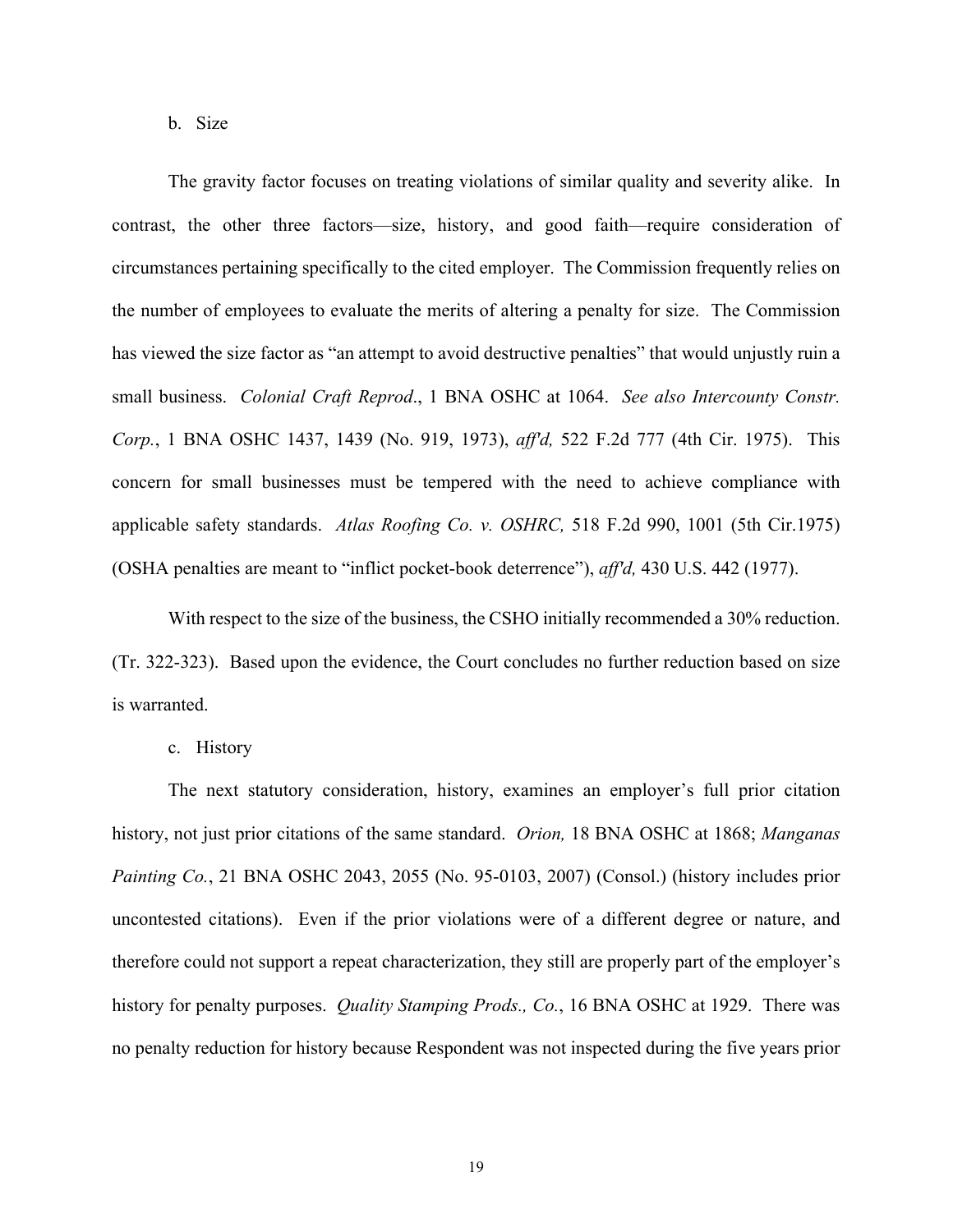b. Size

The gravity factor focuses on treating violations of similar quality and severity alike. In contrast, the other three factors—size, history, and good faith—require consideration of circumstances pertaining specifically to the cited employer. The Commission frequently relies on the number of employees to evaluate the merits of altering a penalty for size. The Commission has viewed the size factor as "an attempt to avoid destructive penalties" that would unjustly ruin a small business. *Colonial Craft Reprod*., 1 BNA OSHC at 1064. *See also Intercounty Constr. Corp.*, 1 BNA OSHC 1437, 1439 (No. 919, 1973), *aff'd,* 522 F.2d 777 (4th Cir. 1975). This concern for small businesses must be tempered with the need to achieve compliance with applicable safety standards. *Atlas Roofing Co. v. OSHRC,* 518 F.2d 990, 1001 (5th Cir.1975) (OSHA penalties are meant to "inflict pocket-book deterrence"), *aff'd,* 430 U.S. 442 (1977).

With respect to the size of the business, the CSHO initially recommended a 30% reduction. (Tr. 322-323). Based upon the evidence, the Court concludes no further reduction based on size is warranted.

c. History

The next statutory consideration, history, examines an employer's full prior citation history, not just prior citations of the same standard. *Orion,* 18 BNA OSHC at 1868; *Manganas Painting Co.*, 21 BNA OSHC 2043, 2055 (No. 95-0103, 2007) (Consol.) (history includes prior uncontested citations). Even if the prior violations were of a different degree or nature, and therefore could not support a repeat characterization, they still are properly part of the employer's history for penalty purposes. *Quality Stamping Prods., Co.*, 16 BNA OSHC at 1929. There was no penalty reduction for history because Respondent was not inspected during the five years prior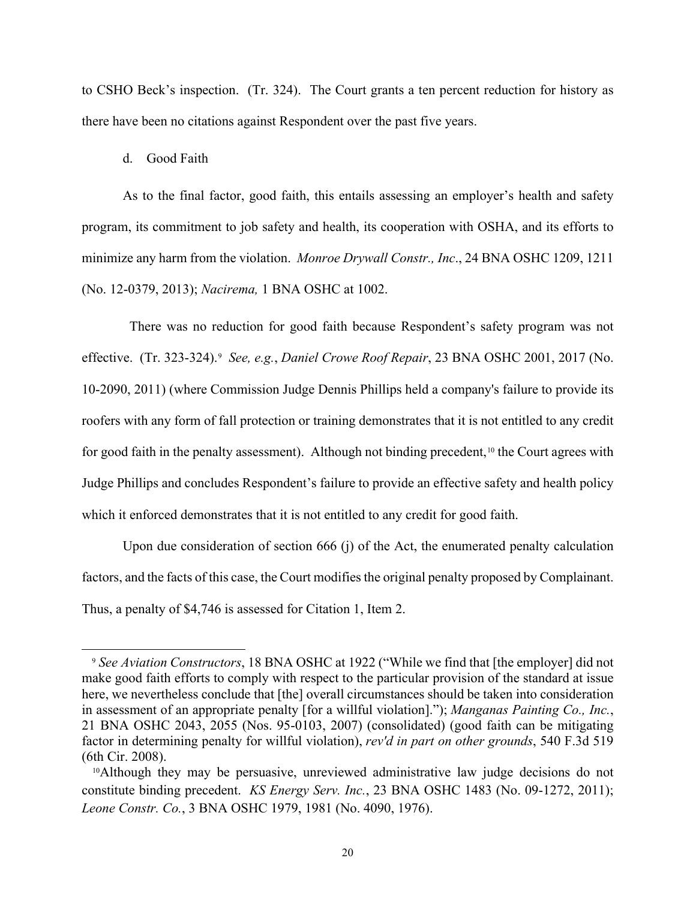to CSHO Beck's inspection. (Tr. 324). The Court grants a ten percent reduction for history as there have been no citations against Respondent over the past five years.

d. Good Faith

As to the final factor, good faith, this entails assessing an employer's health and safety program, its commitment to job safety and health, its cooperation with OSHA, and its efforts to minimize any harm from the violation. *Monroe Drywall Constr., Inc*., 24 BNA OSHC 1209, 1211 (No. 12-0379, 2013); *Nacirema,* 1 BNA OSHC at 1002.

There was no reduction for good faith because Respondent's safety program was not effective. (Tr. 323-324).[9] *See, e.g.*, *Daniel Crowe Roof Repair*, 23 BNA OSHC 2001, 2017 (No. 10-2090, 2011) (where Commission Judge Dennis Phillips held a company's failure to provide its roofers with any form of fall protection or training demonstrates that it is not entitled to any credit for good faith in the penalty assessment). Although not binding precedent,[10] the Court agrees with Judge Phillips and concludes Respondent's failure to provide an effective safety and health policy which it enforced demonstrates that it is not entitled to any credit for good faith.

Upon due consideration of section 666 (j) of the Act, the enumerated penalty calculation factors, and the facts of this case, the Court modifies the original penalty proposed by Complainant. Thus, a penalty of $4,746 is assessed for Citation 1, Item 2.

---

[9] *See Aviation Constructors*, 18 BNA OSHC at 1922 ("While we find that [the employer] did not make good faith efforts to comply with respect to the particular provision of the standard at issue here, we nevertheless conclude that [the] overall circumstances should be taken into consideration in assessment of an appropriate penalty [for a willful violation]."); *Manganas Painting Co., Inc.*, 21 BNA OSHC 2043, 2055 (Nos. 95-0103, 2007) (consolidated) (good faith can be mitigating factor in determining penalty for willful violation), *rev'd in part on other grounds*, 540 F.3d 519 (6th Cir. 2008).

[10] Although they may be persuasive, unreviewed administrative law judge decisions do not constitute binding precedent. *KS Energy Serv. Inc.*, 23 BNA OSHC 1483 (No. 09-1272, 2011); *Leone Constr. Co.*, 3 BNA OSHC 1979, 1981 (No. 4090, 1976).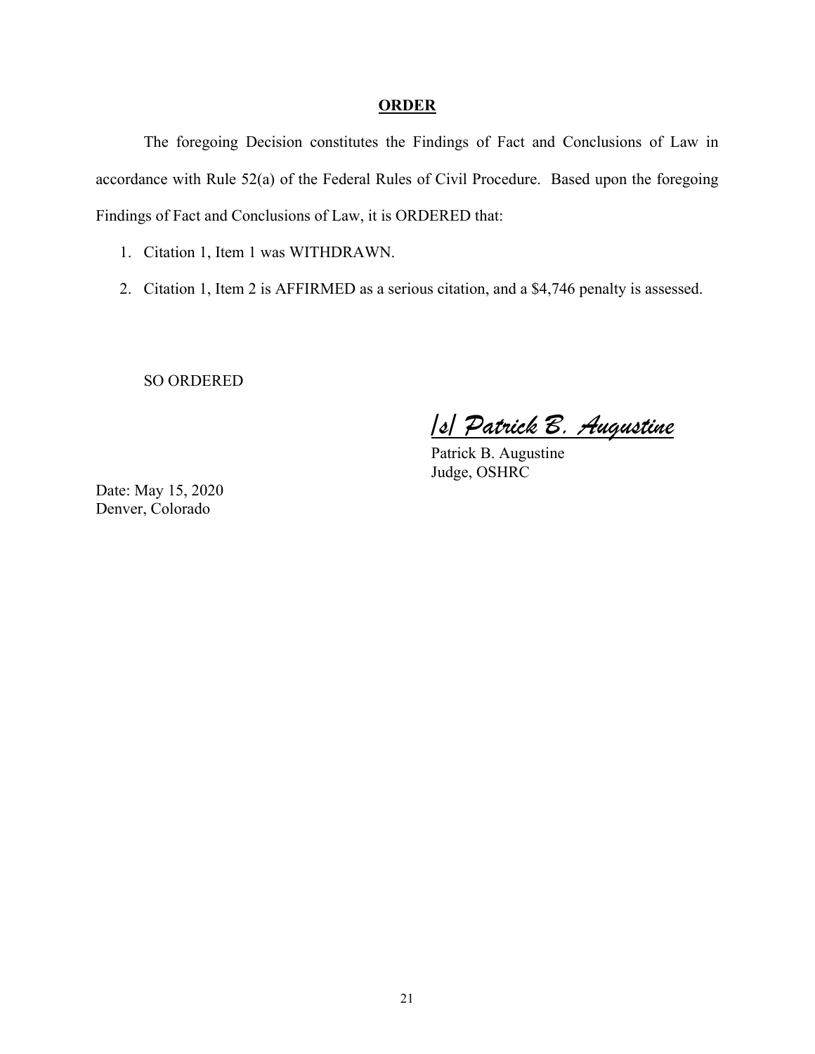## ORDER

The foregoing Decision constitutes the Findings of Fact and Conclusions of Law in accordance with Rule 52(a) of the Federal Rules of Civil Procedure. Based upon the foregoing Findings of Fact and Conclusions of Law, it is ORDERED that:

1. Citation 1, Item 1 was WITHDRAWN.
2. Citation 1, Item 2 is AFFIRMED as a serious citation, and a $4,746 penalty is assessed.

SO ORDERED

/s/ Patrick B. Augustine

Patrick B. Augustine
Judge, OSHRC

Date: May 15, 2020
Denver, Colorado